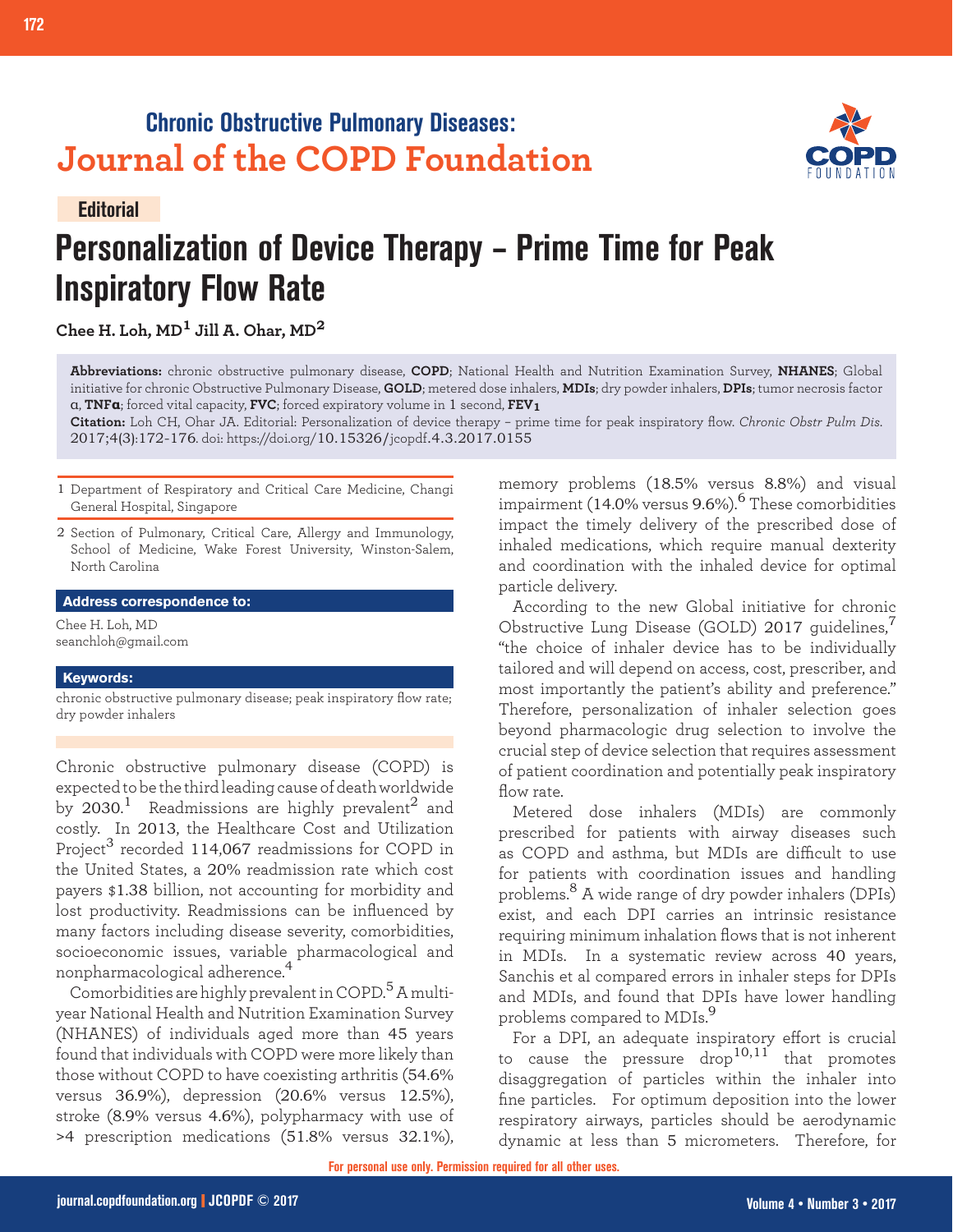Chronic Obstructive Pulmonary Diseases:
Journal of the COPD Foundation

**Editorial**

# Personalization of Device Therapy – Prime Time for Peak Inspiratory Flow Rate

**Chee H. Loh, MD[1] Jill A. Ohar, MD[2]**

**Abbreviations:** chronic obstructive pulmonary disease, **COPD**; National Health and Nutrition Examination Survey, **NHANES**; Global initiative for chronic Obstructive Pulmonary Disease, **GOLD**; metered dose inhalers, **MDIs**; dry powder inhalers, **DPIs**; tumor necrosis factor α, **TNFα**; forced vital capacity, **FVC**; forced expiratory volume in 1 second, **$FEV_1$**

**Citation:** Loh CH, Ohar JA. Editorial: Personalization of device therapy – prime time for peak inspiratory flow. *Chronic Obstr Pulm Dis*. 2017;4(3):172-176. doi: https://doi.org/10.15326/jcopdf.4.3.2017.0155

1 Department of Respiratory and Critical Care Medicine, Changi General Hospital, Singapore

2 Section of Pulmonary, Critical Care, Allergy and Immunology, School of Medicine, Wake Forest University, Winston-Salem, North Carolina

**Address correspondence to:**

Chee H. Loh, MD
seanchloh@gmail.com

**Keywords:**

chronic obstructive pulmonary disease; peak inspiratory flow rate; dry powder inhalers

Chronic obstructive pulmonary disease (COPD) is expected to be the third leading cause of death worldwide by 2030.[1] Readmissions are highly prevalent[2] and costly. In 2013, the Healthcare Cost and Utilization Project[3] recorded 114,067 readmissions for COPD in the United States, a 20% readmission rate which cost payers $1.38 billion, not accounting for morbidity and lost productivity. Readmissions can be influenced by many factors including disease severity, comorbidities, socioeconomic issues, variable pharmacological and nonpharmacological adherence.[4]

Comorbidities are highly prevalent in COPD.[5] A multi-year National Health and Nutrition Examination Survey (NHANES) of individuals aged more than 45 years found that individuals with COPD were more likely than those without COPD to have coexisting arthritis (54.6% versus 36.9%), depression (20.6% versus 12.5%), stroke (8.9% versus 4.6%), polypharmacy with use of >4 prescription medications (51.8% versus 32.1%), memory problems (18.5% versus 8.8%) and visual impairment (14.0% versus 9.6%).[6] These comorbidities impact the timely delivery of the prescribed dose of inhaled medications, which require manual dexterity and coordination with the inhaled device for optimal particle delivery.

According to the new Global initiative for chronic Obstructive Lung Disease (GOLD) 2017 guidelines,[7] "the choice of inhaler device has to be individually tailored and will depend on access, cost, prescriber, and most importantly the patient's ability and preference." Therefore, personalization of inhaler selection goes beyond pharmacologic drug selection to involve the crucial step of device selection that requires assessment of patient coordination and potentially peak inspiratory flow rate.

Metered dose inhalers (MDIs) are commonly prescribed for patients with airway diseases such as COPD and asthma, but MDIs are difficult to use for patients with coordination issues and handling problems.[8] A wide range of dry powder inhalers (DPIs) exist, and each DPI carries an intrinsic resistance requiring minimum inhalation flows that is not inherent in MDIs. In a systematic review across 40 years, Sanchis et al compared errors in inhaler steps for DPIs and MDIs, and found that DPIs have lower handling problems compared to MDIs.[9]

For a DPI, an adequate inspiratory effort is crucial to cause the pressure drop[10,11] that promotes disaggregation of particles within the inhaler into fine particles. For optimum deposition into the lower respiratory airways, particles should be aerodynamic dynamic at less than 5 micrometers. Therefore, for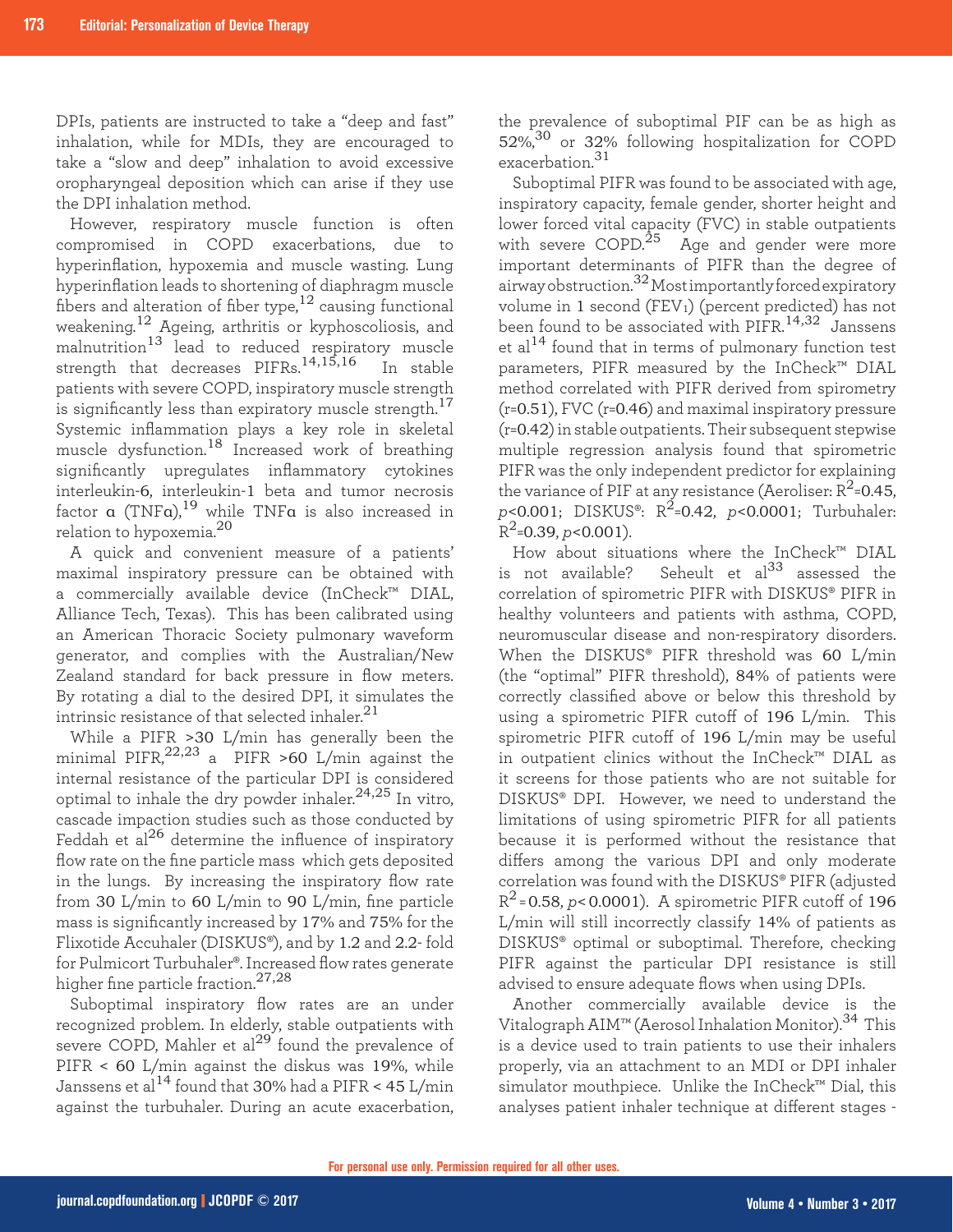DPIs, patients are instructed to take a "deep and fast" inhalation, while for MDIs, they are encouraged to take a "slow and deep" inhalation to avoid excessive oropharyngeal deposition which can arise if they use the DPI inhalation method.

However, respiratory muscle function is often compromised in COPD exacerbations, due to hyperinflation, hypoxemia and muscle wasting. Lung hyperinflation leads to shortening of diaphragm muscle fibers and alteration of fiber type,[12] causing functional weakening.[12] Ageing, arthritis or kyphoscoliosis, and malnutrition[13] lead to reduced respiratory muscle strength that decreases PIFRs.[14,15,16] In stable patients with severe COPD, inspiratory muscle strength is significantly less than expiratory muscle strength.[17] Systemic inflammation plays a key role in skeletal muscle dysfunction.[18] Increased work of breathing significantly upregulates inflammatory cytokines interleukin-6, interleukin-1 beta and tumor necrosis factor α (TNFα),[19] while TNFα is also increased in relation to hypoxemia.[20]

A quick and convenient measure of a patients' maximal inspiratory pressure can be obtained with a commercially available device (InCheck™ DIAL, Alliance Tech, Texas). This has been calibrated using an American Thoracic Society pulmonary waveform generator, and complies with the Australian/New Zealand standard for back pressure in flow meters. By rotating a dial to the desired DPI, it simulates the intrinsic resistance of that selected inhaler.[21]

While a PIFR >30 L/min has generally been the minimal PIFR,[22,23] a PIFR >60 L/min against the internal resistance of the particular DPI is considered optimal to inhale the dry powder inhaler.[24,25] In vitro, cascade impaction studies such as those conducted by Feddah et al[26] determine the influence of inspiratory flow rate on the fine particle mass which gets deposited in the lungs. By increasing the inspiratory flow rate from 30 L/min to 60 L/min to 90 L/min, fine particle mass is significantly increased by 17% and 75% for the Flixotide Accuhaler (DISKUS®), and by 1.2 and 2.2- fold for Pulmicort Turbuhaler®. Increased flow rates generate higher fine particle fraction.[27,28]

Suboptimal inspiratory flow rates are an under recognized problem. In elderly, stable outpatients with severe COPD, Mahler et al[29] found the prevalence of PIFR < 60 L/min against the diskus was 19%, while Janssens et al[14] found that 30% had a PIFR < 45 L/min against the turbuhaler. During an acute exacerbation, the prevalence of suboptimal PIF can be as high as 52%,[30] or 32% following hospitalization for COPD exacerbation.[31]

Suboptimal PIFR was found to be associated with age, inspiratory capacity, female gender, shorter height and lower forced vital capacity (FVC) in stable outpatients with severe COPD.[25] Age and gender were more important determinants of PIFR than the degree of airway obstruction.[32] Most importantly forced expiratory volume in 1 second ($FEV_1$) (percent predicted) has not been found to be associated with PIFR.[14,32] Janssens et al[14] found that in terms of pulmonary function test parameters, PIFR measured by the InCheck™ DIAL method correlated with PIFR derived from spirometry (r=0.51), FVC (r=0.46) and maximal inspiratory pressure (r=0.42) in stable outpatients. Their subsequent stepwise multiple regression analysis found that spirometric PIFR was the only independent predictor for explaining the variance of PIF at any resistance (Aeroliser: $R^2$=0.45, $p$<0.001; DISKUS®: $R^2$=0.42, $p$<0.0001; Turbuhaler: $R^2$=0.39, $p$<0.001).

How about situations where the InCheck™ DIAL is not available? Seheult et al[33] assessed the correlation of spirometric PIFR with DISKUS® PIFR in healthy volunteers and patients with asthma, COPD, neuromuscular disease and non-respiratory disorders. When the DISKUS® PIFR threshold was 60 L/min (the "optimal" PIFR threshold), 84% of patients were correctly classified above or below this threshold by using a spirometric PIFR cutoff of 196 L/min. This spirometric PIFR cutoff of 196 L/min may be useful in outpatient clinics without the InCheck™ DIAL as it screens for those patients who are not suitable for DISKUS® DPI. However, we need to understand the limitations of using spirometric PIFR for all patients because it is performed without the resistance that differs among the various DPI and only moderate correlation was found with the DISKUS® PIFR (adjusted $R^2$ = 0.58, $p$ < 0.0001). A spirometric PIFR cutoff of 196 L/min will still incorrectly classify 14% of patients as DISKUS® optimal or suboptimal. Therefore, checking PIFR against the particular DPI resistance is still advised to ensure adequate flows when using DPIs.

Another commercially available device is the Vitalograph AIM™ (Aerosol Inhalation Monitor).[34] This is a device used to train patients to use their inhalers properly, via an attachment to an MDI or DPI inhaler simulator mouthpiece. Unlike the InCheck™ Dial, this analyses patient inhaler technique at different stages -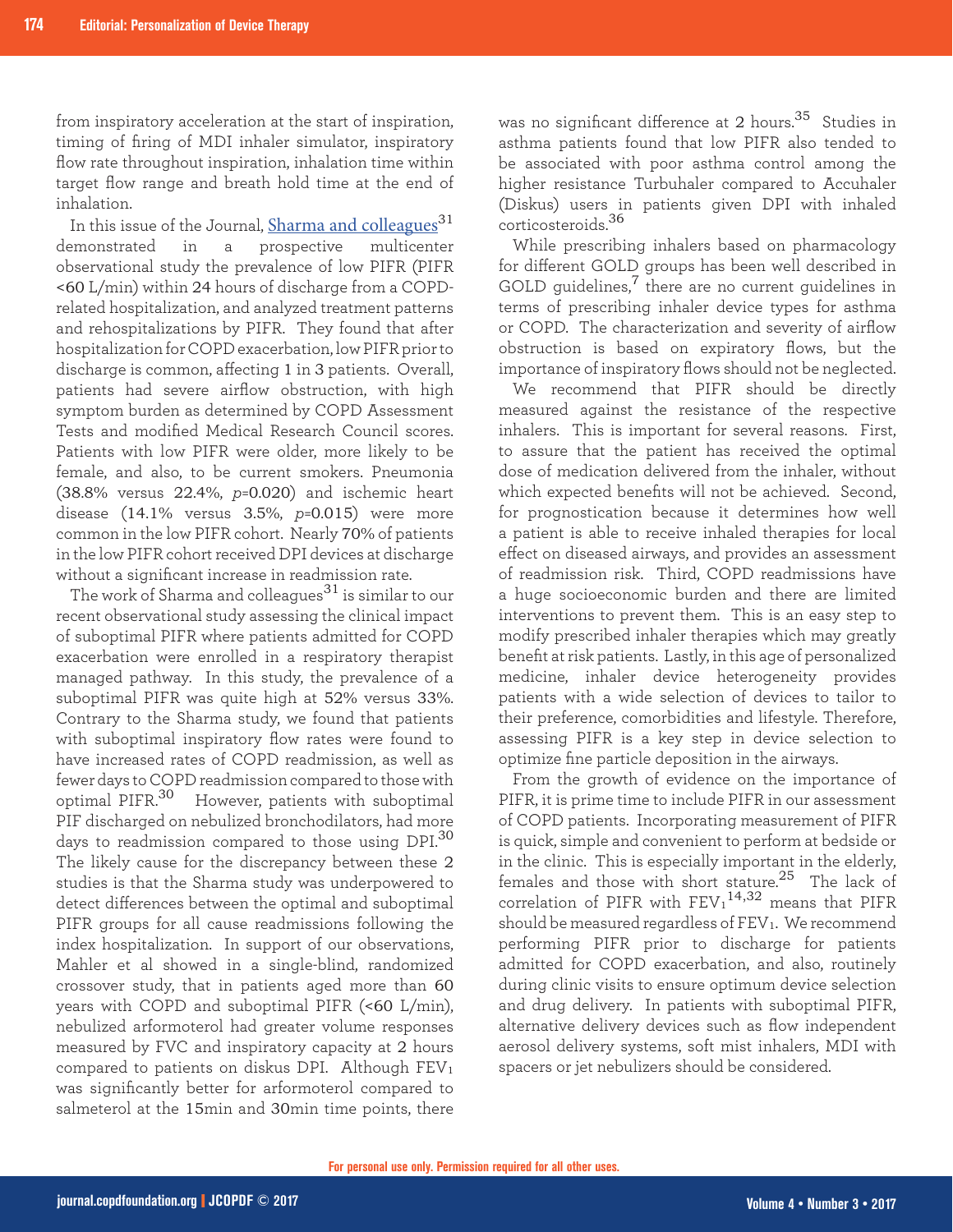from inspiratory acceleration at the start of inspiration, timing of firing of MDI inhaler simulator, inspiratory flow rate throughout inspiration, inhalation time within target flow range and breath hold time at the end of inhalation.

In this issue of the Journal, Sharma and colleagues[31] demonstrated in a prospective multicenter observational study the prevalence of low PIFR (PIFR <60 L/min) within 24 hours of discharge from a COPD-related hospitalization, and analyzed treatment patterns and rehospitalizations by PIFR. They found that after hospitalization for COPD exacerbation, low PIFR prior to discharge is common, affecting 1 in 3 patients. Overall, patients had severe airflow obstruction, with high symptom burden as determined by COPD Assessment Tests and modified Medical Research Council scores. Patients with low PIFR were older, more likely to be female, and also, to be current smokers. Pneumonia (38.8% versus 22.4%, $p$=0.020) and ischemic heart disease (14.1% versus 3.5%, $p$=0.015) were more common in the low PIFR cohort. Nearly 70% of patients in the low PIFR cohort received DPI devices at discharge without a significant increase in readmission rate.

The work of Sharma and colleagues[31] is similar to our recent observational study assessing the clinical impact of suboptimal PIFR where patients admitted for COPD exacerbation were enrolled in a respiratory therapist managed pathway. In this study, the prevalence of a suboptimal PIFR was quite high at 52% versus 33%. Contrary to the Sharma study, we found that patients with suboptimal inspiratory flow rates were found to have increased rates of COPD readmission, as well as fewer days to COPD readmission compared to those with optimal PIFR.[30] However, patients with suboptimal PIF discharged on nebulized bronchodilators, had more days to readmission compared to those using DPI.[30] The likely cause for the discrepancy between these 2 studies is that the Sharma study was underpowered to detect differences between the optimal and suboptimal PIFR groups for all cause readmissions following the index hospitalization. In support of our observations, Mahler et al showed in a single-blind, randomized crossover study, that in patients aged more than 60 years with COPD and suboptimal PIFR (<60 L/min), nebulized arformoterol had greater volume responses measured by FVC and inspiratory capacity at 2 hours compared to patients on diskus DPI. Although $FEV_1$ was significantly better for arformoterol compared to salmeterol at the 15min and 30min time points, there was no significant difference at 2 hours.[35] Studies in asthma patients found that low PIFR also tended to be associated with poor asthma control among the higher resistance Turbuhaler compared to Accuhaler (Diskus) users in patients given DPI with inhaled corticosteroids.[36]

While prescribing inhalers based on pharmacology for different GOLD groups has been well described in GOLD guidelines,[7] there are no current guidelines in terms of prescribing inhaler device types for asthma or COPD. The characterization and severity of airflow obstruction is based on expiratory flows, but the importance of inspiratory flows should not be neglected.

We recommend that PIFR should be directly measured against the resistance of the respective inhalers. This is important for several reasons. First, to assure that the patient has received the optimal dose of medication delivered from the inhaler, without which expected benefits will not be achieved. Second, for prognostication because it determines how well a patient is able to receive inhaled therapies for local effect on diseased airways, and provides an assessment of readmission risk. Third, COPD readmissions have a huge socioeconomic burden and there are limited interventions to prevent them. This is an easy step to modify prescribed inhaler therapies which may greatly benefit at risk patients. Lastly, in this age of personalized medicine, inhaler device heterogeneity provides patients with a wide selection of devices to tailor to their preference, comorbidities and lifestyle. Therefore, assessing PIFR is a key step in device selection to optimize fine particle deposition in the airways.

From the growth of evidence on the importance of PIFR, it is prime time to include PIFR in our assessment of COPD patients. Incorporating measurement of PIFR is quick, simple and convenient to perform at bedside or in the clinic. This is especially important in the elderly, females and those with short stature.[25] The lack of correlation of PIFR with $FEV_1$[14,32] means that PIFR should be measured regardless of $FEV_1$. We recommend performing PIFR prior to discharge for patients admitted for COPD exacerbation, and also, routinely during clinic visits to ensure optimum device selection and drug delivery. In patients with suboptimal PIFR, alternative delivery devices such as flow independent aerosol delivery systems, soft mist inhalers, MDI with spacers or jet nebulizers should be considered.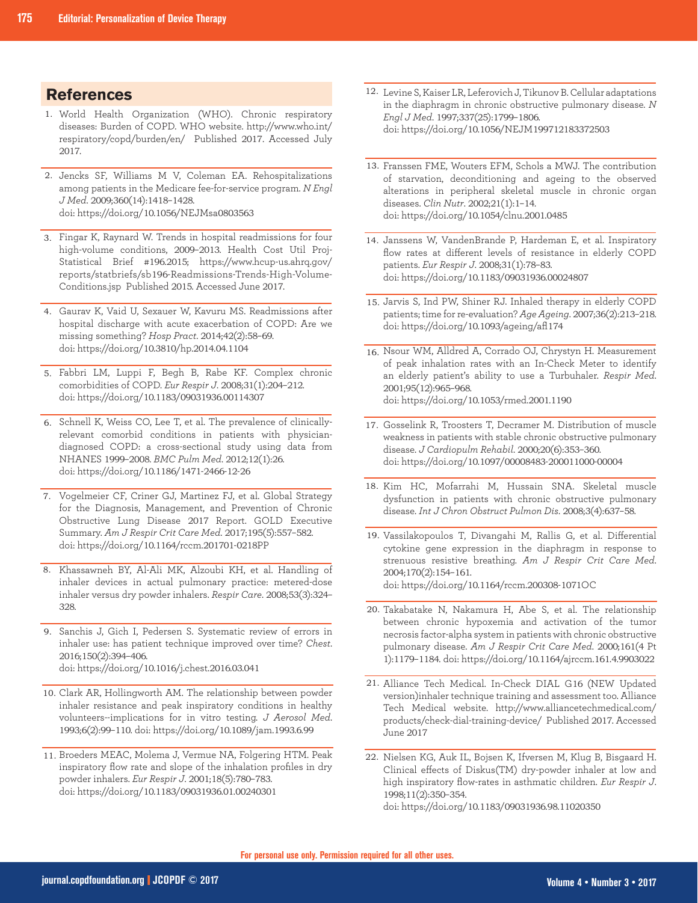## References

1. World Health Organization (WHO). Chronic respiratory diseases: Burden of COPD. WHO website. http://www.who.int/respiratory/copd/burden/en/ Published 2017. Accessed July 2017.
2. Jencks SF, Williams M V, Coleman EA. Rehospitalizations among patients in the Medicare fee-for-service program. *N Engl J Med*. 2009;360(14):1418–1428. doi: https://doi.org/10.1056/NEJMsa0803563
3. Fingar K, Raynard W. Trends in hospital readmissions for four high-volume conditions, 2009–2013. Health Cost Util Proj-Statistical Brief #196.2015; https://www.hcup-us.ahrq.gov/reports/statbriefs/sb196-Readmissions-Trends-High-Volume-Conditions.jsp Published 2015. Accessed June 2017.
4. Gaurav K, Vaid U, Sexauer W, Kavuru MS. Readmissions after hospital discharge with acute exacerbation of COPD: Are we missing something? *Hosp Pract*. 2014;42(2):58–69. doi: https://doi.org/10.3810/hp.2014.04.1104
5. Fabbri LM, Luppi F, Begh B, Rabe KF. Complex chronic comorbidities of COPD. *Eur Respir J*. 2008;31(1):204–212. doi: https://doi.org/10.1183/09031936.00114307
6. Schnell K, Weiss CO, Lee T, et al. The prevalence of clinically-relevant comorbid conditions in patients with physician-diagnosed COPD: a cross-sectional study using data from NHANES 1999–2008. *BMC Pulm Med*. 2012;12(1):26. doi: https://doi.org/10.1186/1471-2466-12-26
7. Vogelmeier CF, Criner GJ, Martinez FJ, et al. Global Strategy for the Diagnosis, Management, and Prevention of Chronic Obstructive Lung Disease 2017 Report. GOLD Executive Summary. *Am J Respir Crit Care Med*. 2017;195(5):557–582. doi: https://doi.org/10.1164/rccm.201701-0218PP
8. Khassawneh BY, Al-Ali MK, Alzoubi KH, et al. Handling of inhaler devices in actual pulmonary practice: metered-dose inhaler versus dry powder inhalers. *Respir Care*. 2008;53(3):324–328.
9. Sanchis J, Gich I, Pedersen S. Systematic review of errors in inhaler use: has patient technique improved over time? *Chest*. 2016;150(2):394–406. doi: https://doi.org/10.1016/j.chest.2016.03.041
10. Clark AR, Hollingworth AM. The relationship between powder inhaler resistance and peak inspiratory conditions in healthy volunteers--implications for in vitro testing. *J Aerosol Med*. 1993;6(2):99–110. doi: https://doi.org/10.1089/jam.1993.6.99
11. Broeders MEAC, Molema J, Vermue NA, Folgering HTM. Peak inspiratory flow rate and slope of the inhalation profiles in dry powder inhalers. *Eur Respir J*. 2001;18(5):780–783. doi: https://doi.org/10.1183/09031936.01.00240301
12. Levine S, Kaiser LR, Leferovich J, Tikunov B. Cellular adaptations in the diaphragm in chronic obstructive pulmonary disease. *N Engl J Med*. 1997;337(25):1799–1806. doi: https://doi.org/10.1056/NEJM199712183372503
13. Franssen FME, Wouters EFM, Schols a MWJ. The contribution of starvation, deconditioning and ageing to the observed alterations in peripheral skeletal muscle in chronic organ diseases. *Clin Nutr*. 2002;21(1):1–14. doi: https://doi.org/10.1054/clnu.2001.0485
14. Janssens W, VandenBrande P, Hardeman E, et al. Inspiratory flow rates at different levels of resistance in elderly COPD patients. *Eur Respir J*. 2008;31(1):78–83. doi: https://doi.org/10.1183/09031936.00024807
15. Jarvis S, Ind PW, Shiner RJ. Inhaled therapy in elderly COPD patients; time for re-evaluation? *Age Ageing*. 2007;36(2):213–218. doi: https://doi.org/10.1093/ageing/afl174
16. Nsour WM, Alldred A, Corrado OJ, Chrystyn H. Measurement of peak inhalation rates with an In-Check Meter to identify an elderly patient's ability to use a Turbuhaler. *Respir Med*. 2001;95(12):965–968. doi: https://doi.org/10.1053/rmed.2001.1190
17. Gosselink R, Troosters T, Decramer M. Distribution of muscle weakness in patients with stable chronic obstructive pulmonary disease. *J Cardiopulm Rehabil*. 2000;20(6):353–360. doi: https://doi.org/10.1097/00008483-200011000-00004
18. Kim HC, Mofarrahi M, Hussain SNA. Skeletal muscle dysfunction in patients with chronic obstructive pulmonary disease. *Int J Chron Obstruct Pulmon Dis*. 2008;3(4):637–58.
19. Vassilakopoulos T, Divangahi M, Rallis G, et al. Differential cytokine gene expression in the diaphragm in response to strenuous resistive breathing. *Am J Respir Crit Care Med*. 2004;170(2):154–161. doi: https://doi.org/10.1164/rccm.200308-1071OC
20. Takabatake N, Nakamura H, Abe S, et al. The relationship between chronic hypoxemia and activation of the tumor necrosis factor-alpha system in patients with chronic obstructive pulmonary disease. *Am J Respir Crit Care Med*. 2000;161(4 Pt 1):1179–1184. doi: https://doi.org/10.1164/ajrccm.161.4.9903022
21. Alliance Tech Medical. In-Check DIAL G16 (NEW Updated version)inhaler technique training and assessment too. Alliance Tech Medical website. http://www.alliancetechmedical.com/products/check-dial-training-device/ Published 2017. Accessed June 2017
22. Nielsen KG, Auk IL, Bojsen K, Ifversen M, Klug B, Bisgaard H. Clinical effects of Diskus(TM) dry-powder inhaler at low and high inspiratory flow-rates in asthmatic children. *Eur Respir J*. 1998;11(2):350–354. doi: https://doi.org/10.1183/09031936.98.11020350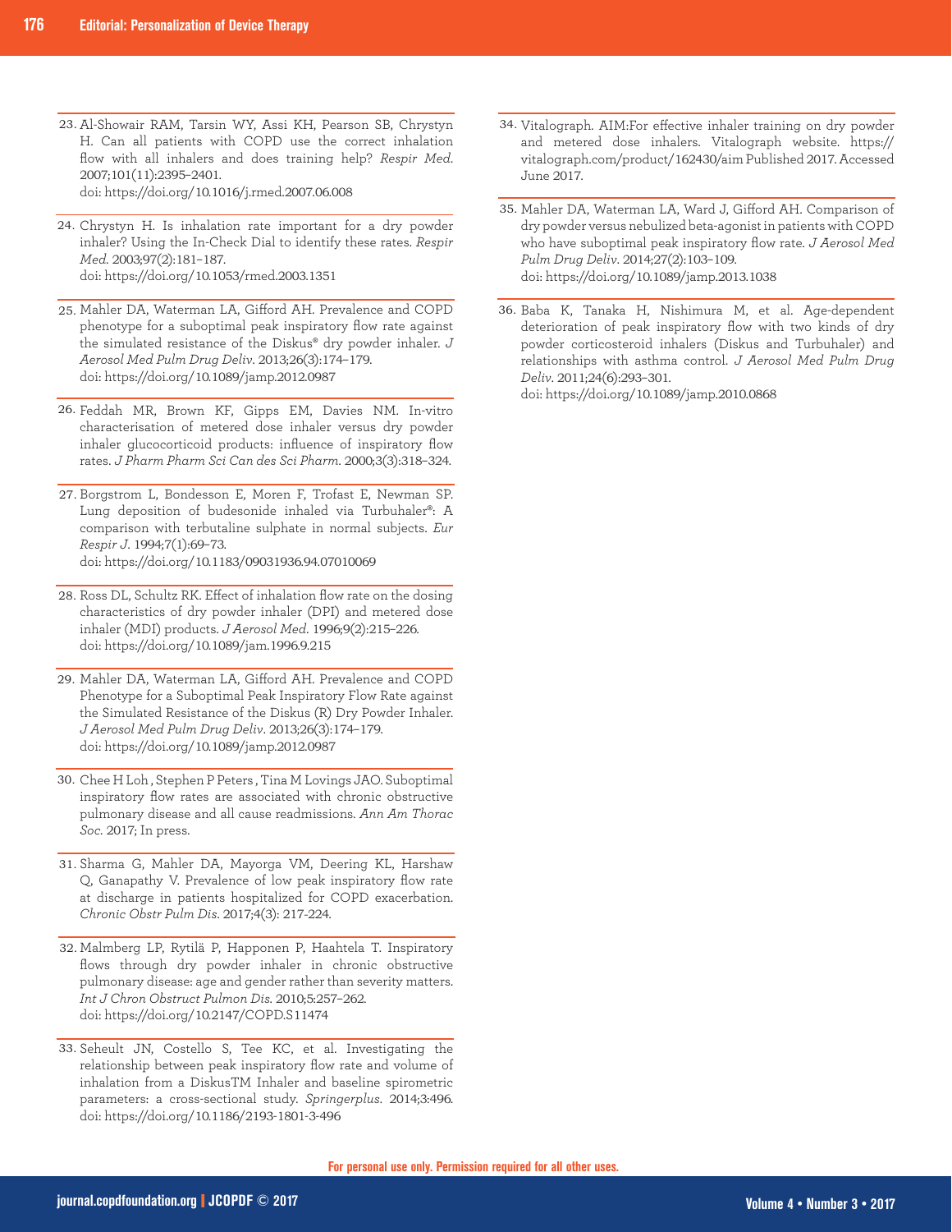23. Al-Showair RAM, Tarsin WY, Assi KH, Pearson SB, Chrystyn H. Can all patients with COPD use the correct inhalation flow with all inhalers and does training help? *Respir Med*. 2007;101(11):2395–2401. doi: https://doi.org/10.1016/j.rmed.2007.06.008

24. Chrystyn H. Is inhalation rate important for a dry powder inhaler? Using the In-Check Dial to identify these rates. *Respir Med*. 2003;97(2):181–187. doi: https://doi.org/10.1053/rmed.2003.1351

25. Mahler DA, Waterman LA, Gifford AH. Prevalence and COPD phenotype for a suboptimal peak inspiratory flow rate against the simulated resistance of the Diskus® dry powder inhaler. *J Aerosol Med Pulm Drug Deliv*. 2013;26(3):174–179. doi: https://doi.org/10.1089/jamp.2012.0987

26. Feddah MR, Brown KF, Gipps EM, Davies NM. In-vitro characterisation of metered dose inhaler versus dry powder inhaler glucocorticoid products: influence of inspiratory flow rates. *J Pharm Pharm Sci Can des Sci Pharm*. 2000;3(3):318–324.

27. Borgstrom L, Bondesson E, Moren F, Trofast E, Newman SP. Lung deposition of budesonide inhaled via Turbuhaler®: A comparison with terbutaline sulphate in normal subjects. *Eur Respir J*. 1994;7(1):69–73. doi: https://doi.org/10.1183/09031936.94.07010069

28. Ross DL, Schultz RK. Effect of inhalation flow rate on the dosing characteristics of dry powder inhaler (DPI) and metered dose inhaler (MDI) products. *J Aerosol Med*. 1996;9(2):215–226. doi: https://doi.org/10.1089/jam.1996.9.215

29. Mahler DA, Waterman LA, Gifford AH. Prevalence and COPD Phenotype for a Suboptimal Peak Inspiratory Flow Rate against the Simulated Resistance of the Diskus (R) Dry Powder Inhaler. *J Aerosol Med Pulm Drug Deliv*. 2013;26(3):174–179. doi: https://doi.org/10.1089/jamp.2012.0987

30. Chee H Loh , Stephen P Peters , Tina M Lovings JAO. Suboptimal inspiratory flow rates are associated with chronic obstructive pulmonary disease and all cause readmissions. *Ann Am Thorac Soc*. 2017; In press.

31. Sharma G, Mahler DA, Mayorga VM, Deering KL, Harshaw Q, Ganapathy V. Prevalence of low peak inspiratory flow rate at discharge in patients hospitalized for COPD exacerbation. *Chronic Obstr Pulm Dis*. 2017;4(3): 217-224.

32. Malmberg LP, Rytilä P, Happonen P, Haahtela T. Inspiratory flows through dry powder inhaler in chronic obstructive pulmonary disease: age and gender rather than severity matters. *Int J Chron Obstruct Pulmon Dis*. 2010;5:257–262. doi: https://doi.org/10.2147/COPD.S11474

33. Seheult JN, Costello S, Tee KC, et al. Investigating the relationship between peak inspiratory flow rate and volume of inhalation from a DiskusTM Inhaler and baseline spirometric parameters: a cross-sectional study. *Springerplus*. 2014;3:496. doi: https://doi.org/10.1186/2193-1801-3-496

34. Vitalograph. AIM:For effective inhaler training on dry powder and metered dose inhalers. Vitalograph website. https://vitalograph.com/product/162430/aim Published 2017. Accessed June 2017.

35. Mahler DA, Waterman LA, Ward J, Gifford AH. Comparison of dry powder versus nebulized beta-agonist in patients with COPD who have suboptimal peak inspiratory flow rate. *J Aerosol Med Pulm Drug Deliv*. 2014;27(2):103–109. doi: https://doi.org/10.1089/jamp.2013.1038

36. Baba K, Tanaka H, Nishimura M, et al. Age-dependent deterioration of peak inspiratory flow with two kinds of dry powder corticosteroid inhalers (Diskus and Turbuhaler) and relationships with asthma control. *J Aerosol Med Pulm Drug Deliv*. 2011;24(6):293–301. doi: https://doi.org/10.1089/jamp.2010.0868